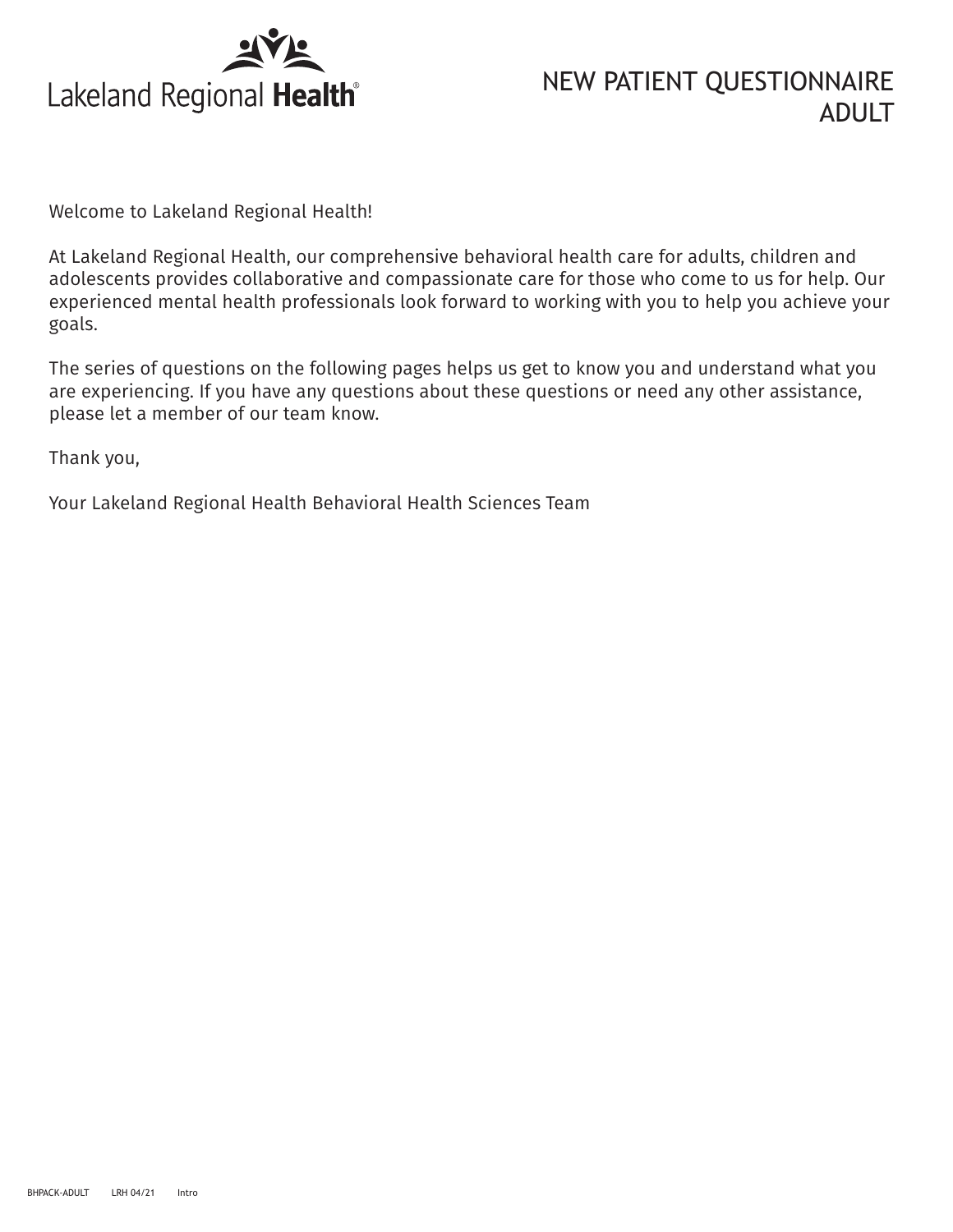Lakeland Regional Health®

# NEW PATIENT QUESTIONNAIRE ADULT

Welcome to Lakeland Regional Health!

At Lakeland Regional Health, our comprehensive behavioral health care for adults, children and adolescents provides collaborative and compassionate care for those who come to us for help. Our experienced mental health professionals look forward to working with you to help you achieve your goals.

The series of questions on the following pages helps us get to know you and understand what you are experiencing. If you have any questions about these questions or need any other assistance, please let a member of our team know.

Thank you,

Your Lakeland Regional Health Behavioral Health Sciences Team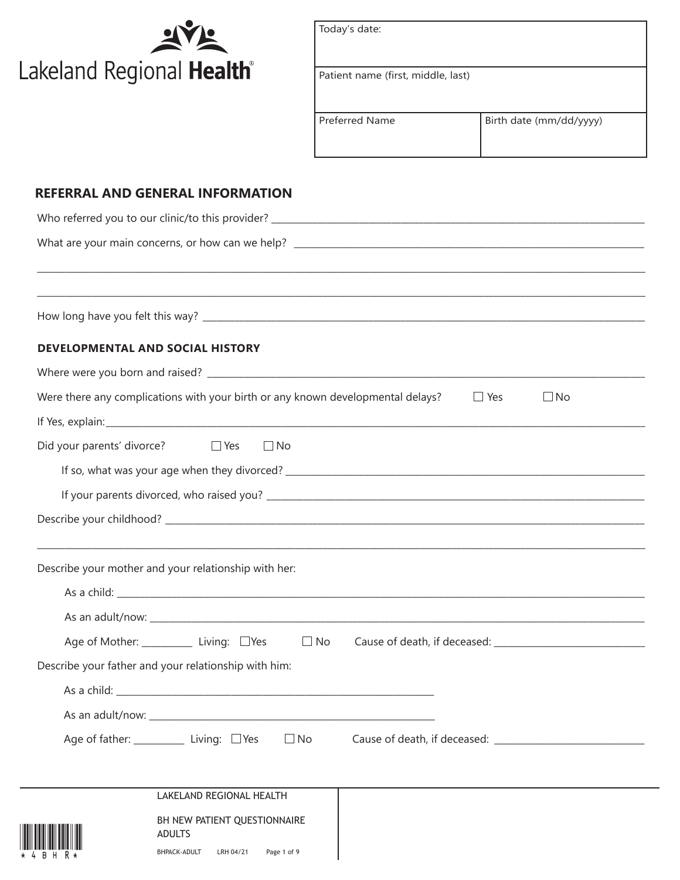Lakeland Regional **Health**

| Today's date: | |
|---|---|
| Patient name (first, middle, last) | |
| Preferred Name | Birth date (mm/dd/yyyy) |

## REFERRAL AND GENERAL INFORMATION

Who referred you to our clinic/to this provider? ____________________

What are your main concerns, or how can we help? ____________________

____________________

____________________

How long have you felt this way? ____________________

### DEVELOPMENTAL AND SOCIAL HISTORY

Where were you born and raised? ____________________

Were there any complications with your birth or any known developmental delays? ☐ Yes ☐ No

If Yes, explain: ____________________

Did your parents' divorce? ☐ Yes ☐ No

If so, what was your age when they divorced? ____________________

If your parents divorced, who raised you? ____________________

Describe your childhood? ____________________

____________________

Describe your mother and your relationship with her:

As a child: ____________________

As an adult/now: ____________________

Age of Mother: __________ Living: ☐ Yes ☐ No Cause of death, if deceased: ____________________

Describe your father and your relationship with him:

As a child: ____________________

As an adult/now: ____________________

Age of father: __________ Living: ☐ Yes ☐ No Cause of death, if deceased: ____________________

LAKELAND REGIONAL HEALTH

BH NEW PATIENT QUESTIONNAIRE ADULTS

BHPACK-ADULT LRH 04/21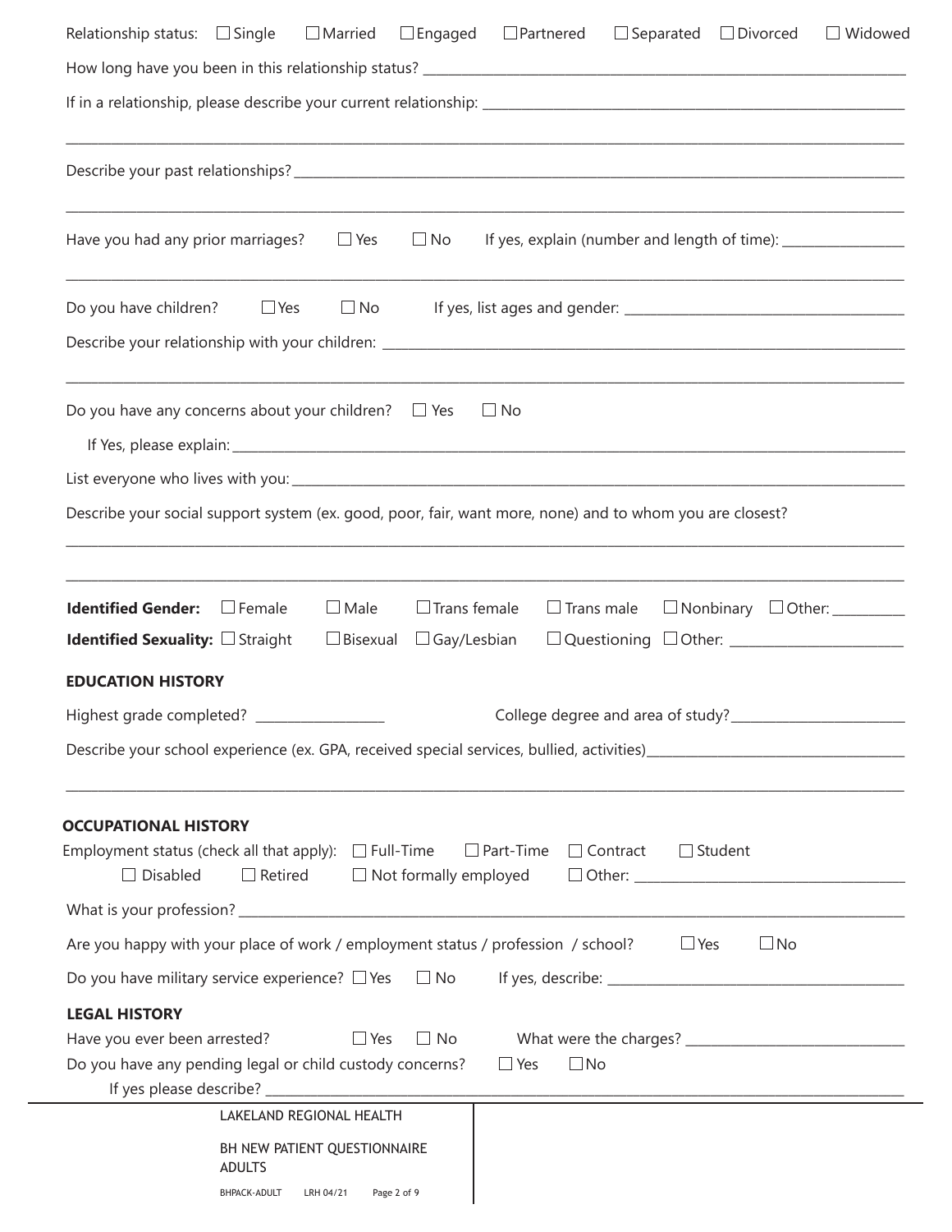Relationship status: ☐ Single ☐ Married ☐ Engaged ☐ Partnered ☐ Separated ☐ Divorced ☐ Widowed

How long have you been in this relationship status? ______________________________

If in a relationship, please describe your current relationship: ______________________________

______________________________________________________________________

Describe your past relationships? ______________________________

______________________________________________________________________

Have you had any prior marriages? ☐ Yes ☐ No If yes, explain (number and length of time): ______________

______________________________________________________________________

Do you have children? ☐ Yes ☐ No If yes, list ages and gender: ______________________________

Describe your relationship with your children: ______________________________

______________________________________________________________________

Do you have any concerns about your children? ☐ Yes ☐ No

If Yes, please explain: ______________________________

List everyone who lives with you: ______________________________

Describe your social support system (ex. good, poor, fair, want more, none) and to whom you are closest?

______________________________________________________________________

______________________________________________________________________

**Identified Gender:** ☐ Female ☐ Male ☐ Trans female ☐ Trans male ☐ Nonbinary ☐ Other: ________

**Identified Sexuality:** ☐ Straight ☐ Bisexual ☐ Gay/Lesbian ☐ Questioning ☐ Other: ______________

## EDUCATION HISTORY

Highest grade completed? ______________ College degree and area of study? ______________

Describe your school experience (ex. GPA, received special services, bullied, activities) ______________________________

______________________________________________________________________

## OCCUPATIONAL HISTORY

Employment status (check all that apply): ☐ Full-Time ☐ Part-Time ☐ Contract ☐ Student ☐ Disabled ☐ Retired ☐ Not formally employed ☐ Other: ______________________________

What is your profession? ______________________________

Are you happy with your place of work / employment status / profession / school? ☐ Yes ☐ No

Do you have military service experience? ☐ Yes ☐ No If yes, describe: ______________________________

## LEGAL HISTORY

Have you ever been arrested? ☐ Yes ☐ No What were the charges? ______________________________

Do you have any pending legal or child custody concerns? ☐ Yes ☐ No

If yes please describe? ______________________________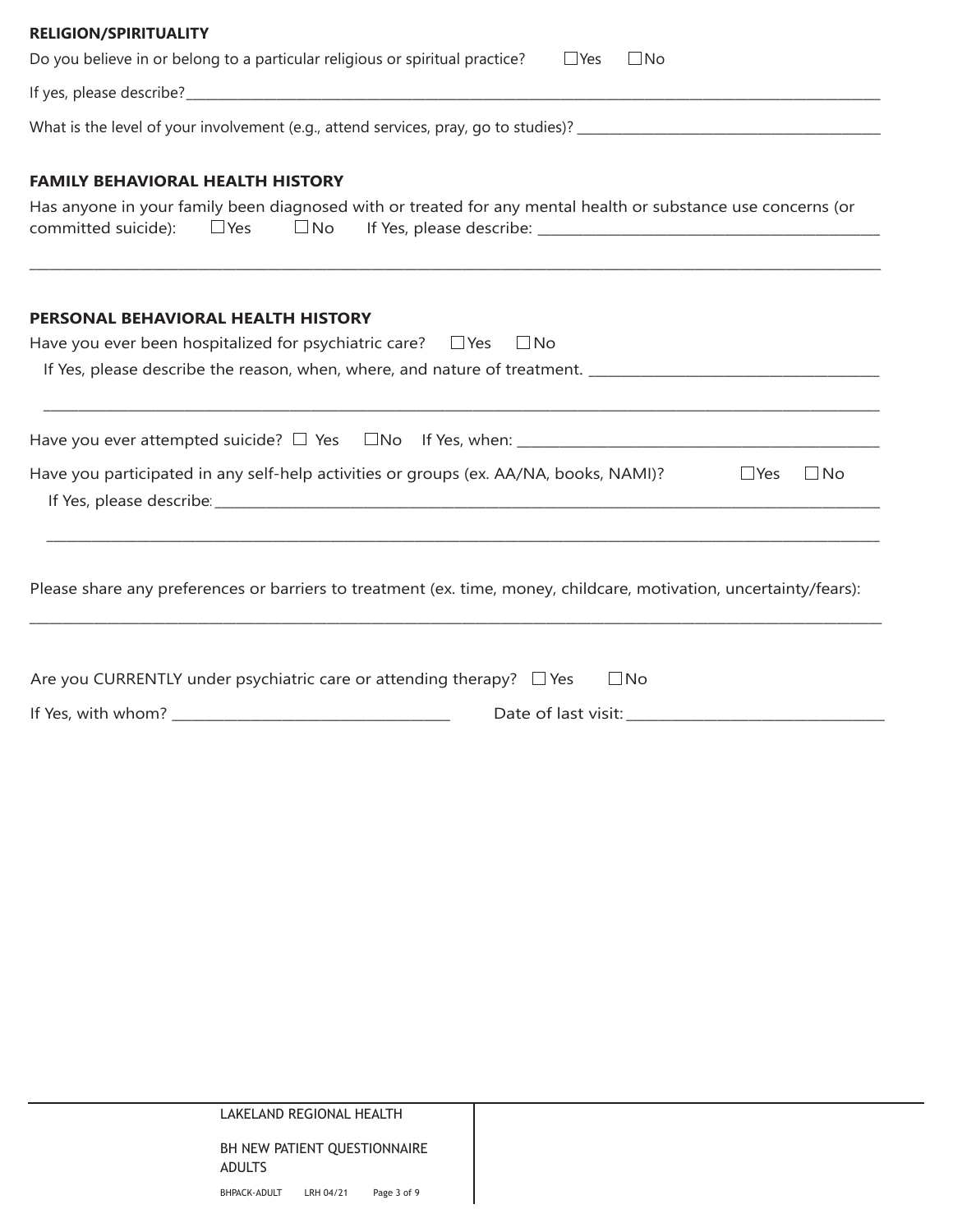**RELIGION/SPIRITUALITY**

Do you believe in or belong to a particular religious or spiritual practice? ☐Yes ☐No

If yes, please describe?\_\_\_\_\_\_\_\_\_\_\_\_\_\_\_\_\_\_\_\_\_\_\_\_\_\_\_\_\_\_\_\_\_\_\_\_\_\_\_\_\_\_\_\_\_\_\_\_

What is the level of your involvement (e.g., attend services, pray, go to studies)? \_\_\_\_\_\_\_\_\_\_\_\_\_\_\_\_\_\_\_\_\_\_\_\_\_\_\_\_

## FAMILY BEHAVIORAL HEALTH HISTORY

Has anyone in your family been diagnosed with or treated for any mental health or substance use concerns (or committed suicide): ☐Yes ☐No If Yes, please describe: \_\_\_\_\_\_\_\_\_\_\_\_\_\_\_\_\_\_\_\_\_\_\_\_\_\_\_\_\_\_

\_\_\_\_\_\_\_\_\_\_\_\_\_\_\_\_\_\_\_\_\_\_\_\_\_\_\_\_\_\_\_\_\_\_\_\_\_\_\_\_\_\_\_\_\_\_\_\_\_\_\_\_\_\_\_\_\_\_\_\_\_\_\_\_\_\_\_\_\_\_\_\_

## PERSONAL BEHAVIORAL HEALTH HISTORY

Have you ever been hospitalized for psychiatric care? ☐Yes ☐No

If Yes, please describe the reason, when, where, and nature of treatment. \_\_\_\_\_\_\_\_\_\_\_\_\_\_\_\_\_\_\_\_\_\_\_\_\_\_\_\_

\_\_\_\_\_\_\_\_\_\_\_\_\_\_\_\_\_\_\_\_\_\_\_\_\_\_\_\_\_\_\_\_\_\_\_\_\_\_\_\_\_\_\_\_\_\_\_\_\_\_\_\_\_\_\_\_\_\_\_\_\_\_\_\_\_\_\_\_\_\_\_\_

Have you ever attempted suicide? ☐ Yes ☐No If Yes, when: \_\_\_\_\_\_\_\_\_\_\_\_\_\_\_\_\_\_\_\_\_\_\_\_\_\_\_\_\_\_

Have you participated in any self-help activities or groups (ex. AA/NA, books, NAMI)? ☐Yes ☐No

If Yes, please describe: \_\_\_\_\_\_\_\_\_\_\_\_\_\_\_\_\_\_\_\_\_\_\_\_\_\_\_\_\_\_\_\_\_\_\_\_\_\_\_\_\_\_\_\_\_\_\_\_\_\_\_\_\_\_\_\_\_\_

\_\_\_\_\_\_\_\_\_\_\_\_\_\_\_\_\_\_\_\_\_\_\_\_\_\_\_\_\_\_\_\_\_\_\_\_\_\_\_\_\_\_\_\_\_\_\_\_\_\_\_\_\_\_\_\_\_\_\_\_\_\_\_\_\_\_\_\_\_\_\_\_

Please share any preferences or barriers to treatment (ex. time, money, childcare, motivation, uncertainty/fears):

\_\_\_\_\_\_\_\_\_\_\_\_\_\_\_\_\_\_\_\_\_\_\_\_\_\_\_\_\_\_\_\_\_\_\_\_\_\_\_\_\_\_\_\_\_\_\_\_\_\_\_\_\_\_\_\_\_\_\_\_\_\_\_\_\_\_\_\_\_\_\_\_

Are you CURRENTLY under psychiatric care or attending therapy? ☐ Yes ☐No

If Yes, with whom? \_\_\_\_\_\_\_\_\_\_\_\_\_\_\_\_\_\_\_\_\_\_\_\_\_\_ Date of last visit: \_\_\_\_\_\_\_\_\_\_\_\_\_\_\_\_\_\_\_\_\_\_\_\_

LAKELAND REGIONAL HEALTH

BH NEW PATIENT QUESTIONNAIRE ADULTS

BHPACK-ADULT LRH 04/21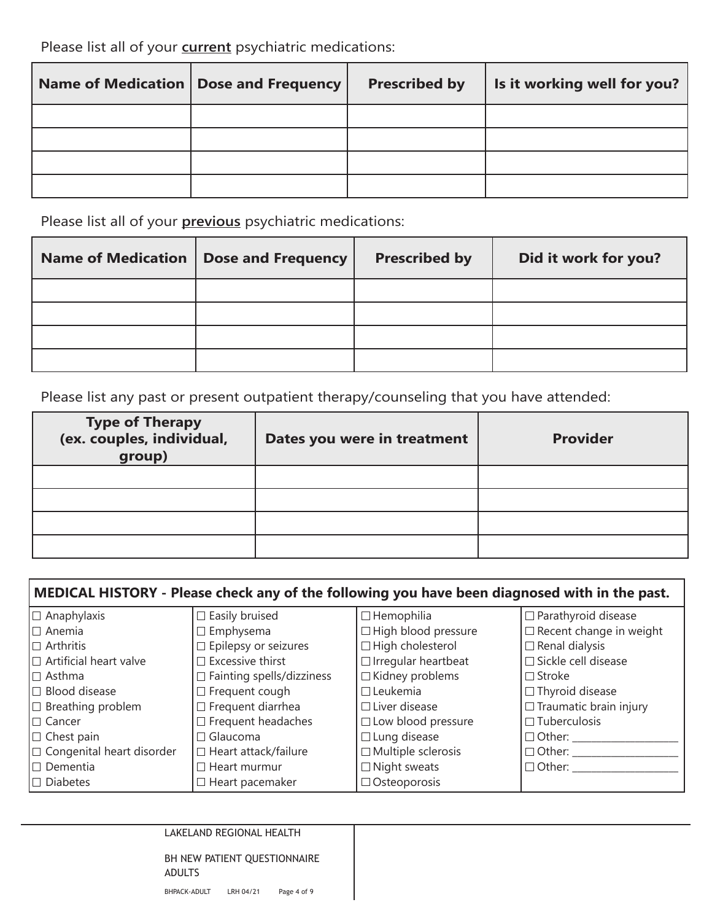Please list all of your **current** psychiatric medications:

| Name of Medication | Dose and Frequency | Prescribed by | Is it working well for you? |
| --- | --- | --- | --- |
| | | | |
| | | | |
| | | | |
| | | | |

Please list all of your **previous** psychiatric medications:

| Name of Medication | Dose and Frequency | Prescribed by | Did it work for you? |
| --- | --- | --- | --- |
| | | | |
| | | | |
| | | | |
| | | | |

Please list any past or present outpatient therapy/counseling that you have attended:

| Type of Therapy (ex. couples, individual, group) | Dates you were in treatment | Provider |
| --- | --- | --- |
| | | |
| | | |
| | | |
| | | |

| MEDICAL HISTORY - Please check any of the following you have been diagnosed with in the past. | | | |
| --- | --- | --- | --- |
| ☐ Anaphylaxis | ☐ Easily bruised | ☐ Hemophilia | ☐ Parathyroid disease |
| ☐ Anemia | ☐ Emphysema | ☐ High blood pressure | ☐ Recent change in weight |
| ☐ Arthritis | ☐ Epilepsy or seizures | ☐ High cholesterol | ☐ Renal dialysis |
| ☐ Artificial heart valve | ☐ Excessive thirst | ☐ Irregular heartbeat | ☐ Sickle cell disease |
| ☐ Asthma | ☐ Fainting spells/dizziness | ☐ Kidney problems | ☐ Stroke |
| ☐ Blood disease | ☐ Frequent cough | ☐ Leukemia | ☐ Thyroid disease |
| ☐ Breathing problem | ☐ Frequent diarrhea | ☐ Liver disease | ☐ Traumatic brain injury |
| ☐ Cancer | ☐ Frequent headaches | ☐ Low blood pressure | ☐ Tuberculosis |
| ☐ Chest pain | ☐ Glaucoma | ☐ Lung disease | ☐ Other: ____________________ |
| ☐ Congenital heart disorder | ☐ Heart attack/failure | ☐ Multiple sclerosis | ☐ Other: ____________________ |
| ☐ Dementia | ☐ Heart murmur | ☐ Night sweats | ☐ Other: ____________________ |
| ☐ Diabetes | ☐ Heart pacemaker | ☐ Osteoporosis | |

LAKELAND REGIONAL HEALTH

BH NEW PATIENT QUESTIONNAIRE ADULTS

BHPACK-ADULT LRH 04/21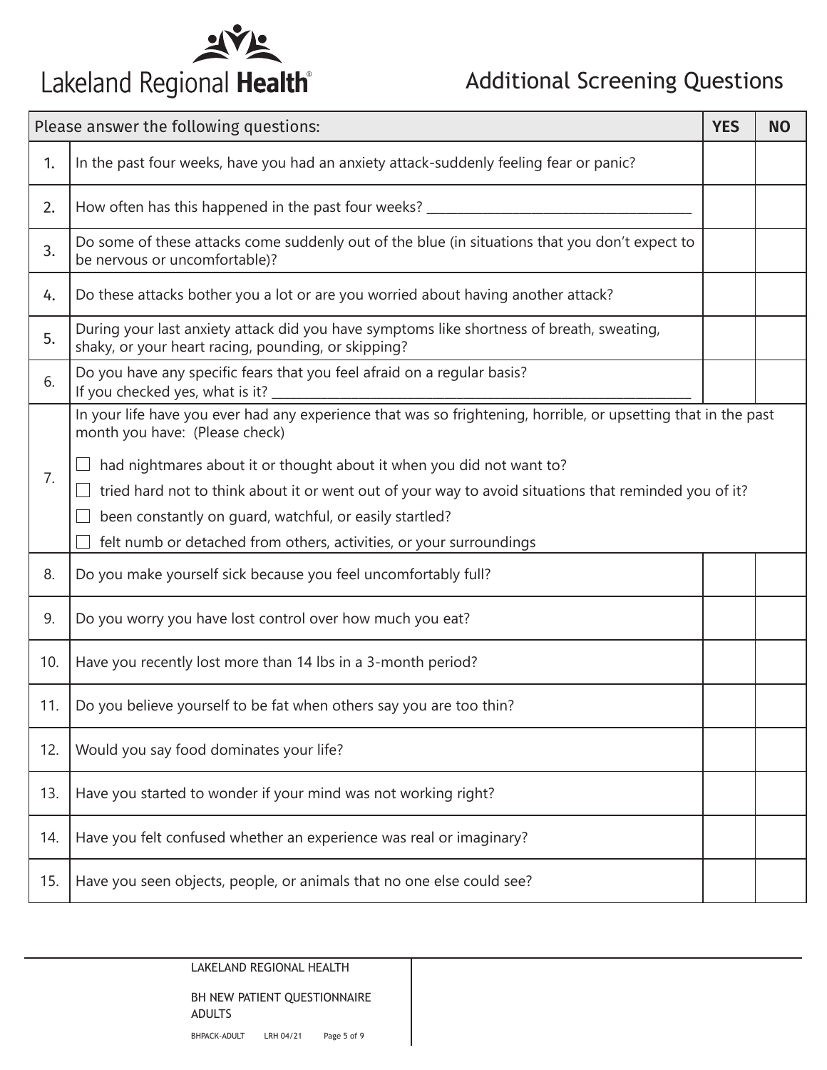Lakeland Regional **Health**®

# Additional Screening Questions

| | Please answer the following questions: | YES | NO |
|---|---|---|---|
| 1. | In the past four weeks, have you had an anxiety attack-suddenly feeling fear or panic? | | |
| 2. | How often has this happened in the past four weeks? ______________________________________ | | |
| 3. | Do some of these attacks come suddenly out of the blue (in situations that you don't expect to be nervous or uncomfortable)? | | |
| 4. | Do these attacks bother you a lot or are you worried about having another attack? | | |
| 5. | During your last anxiety attack did you have symptoms like shortness of breath, sweating, shaky, or your heart racing, pounding, or skipping? | | |
| 6. | Do you have any specific fears that you feel afraid on a regular basis? If you checked yes, what is it? ______________________________________ | | |
| 7. | In your life have you ever had any experience that was so frightening, horrible, or upsetting that in the past month you have: (Please check)<br>☐ had nightmares about it or thought about it when you did not want to?<br>☐ tried hard not to think about it or went out of your way to avoid situations that reminded you of it?<br>☐ been constantly on guard, watchful, or easily startled?<br>☐ felt numb or detached from others, activities, or your surroundings | | |
| 8. | Do you make yourself sick because you feel uncomfortably full? | | |
| 9. | Do you worry you have lost control over how much you eat? | | |
| 10. | Have you recently lost more than 14 lbs in a 3-month period? | | |
| 11. | Do you believe yourself to be fat when others say you are too thin? | | |
| 12. | Would you say food dominates your life? | | |
| 13. | Have you started to wonder if your mind was not working right? | | |
| 14. | Have you felt confused whether an experience was real or imaginary? | | |
| 15. | Have you seen objects, people, or animals that no one else could see? | | |

LAKELAND REGIONAL HEALTH

BH NEW PATIENT QUESTIONNAIRE ADULTS

BHPACK-ADULT LRH 04/21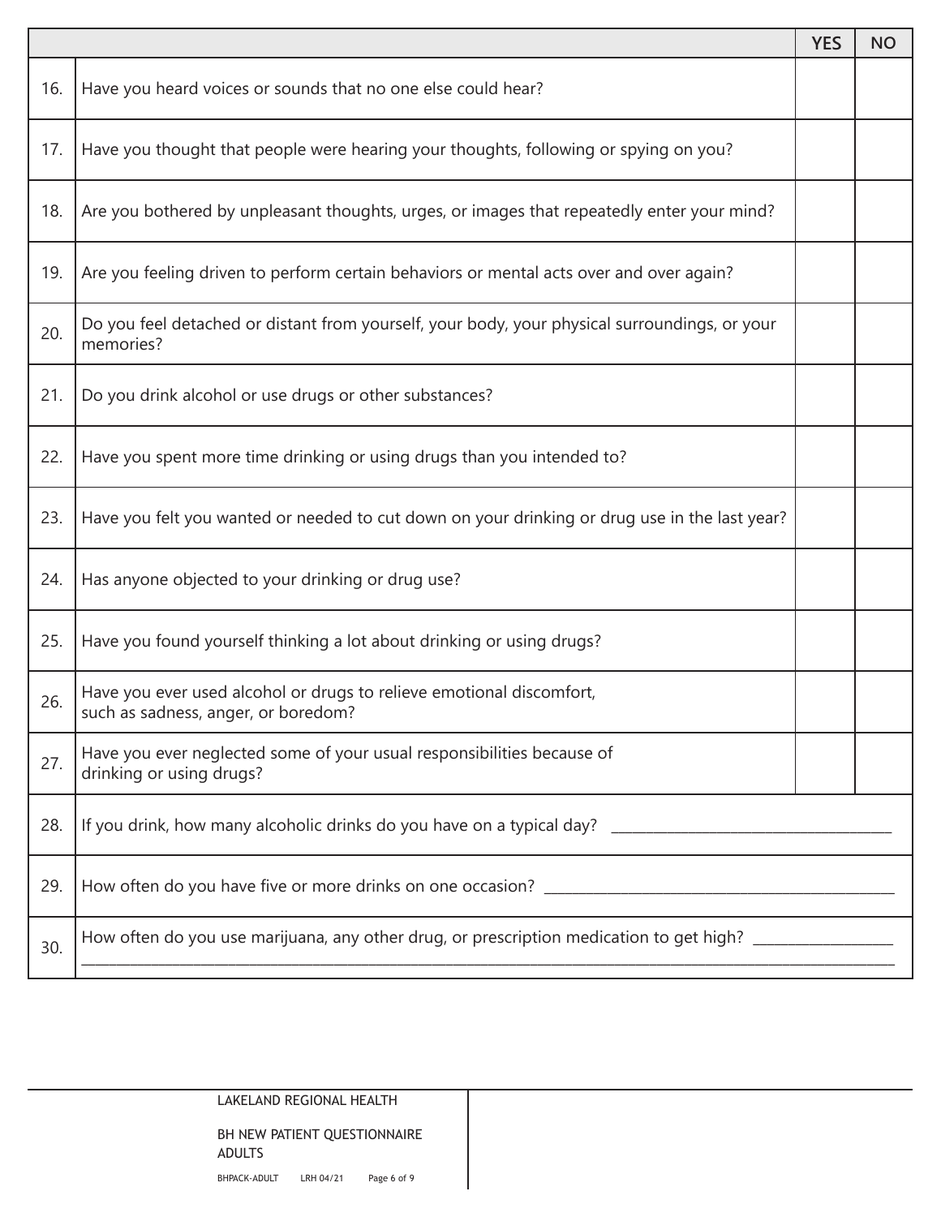| | | YES | NO |
|---|---|---|---|
| 16. | Have you heard voices or sounds that no one else could hear? | | |
| 17. | Have you thought that people were hearing your thoughts, following or spying on you? | | |
| 18. | Are you bothered by unpleasant thoughts, urges, or images that repeatedly enter your mind? | | |
| 19. | Are you feeling driven to perform certain behaviors or mental acts over and over again? | | |
| 20. | Do you feel detached or distant from yourself, your body, your physical surroundings, or your memories? | | |
| 21. | Do you drink alcohol or use drugs or other substances? | | |
| 22. | Have you spent more time drinking or using drugs than you intended to? | | |
| 23. | Have you felt you wanted or needed to cut down on your drinking or drug use in the last year? | | |
| 24. | Has anyone objected to your drinking or drug use? | | |
| 25. | Have you found yourself thinking a lot about drinking or using drugs? | | |
| 26. | Have you ever used alcohol or drugs to relieve emotional discomfort, such as sadness, anger, or boredom? | | |
| 27. | Have you ever neglected some of your usual responsibilities because of drinking or using drugs? | | |
| 28. | If you drink, how many alcoholic drinks do you have on a typical day? ___________________________ | | |
| 29. | How often do you have five or more drinks on one occasion? ___________________________ | | |
| 30. | How often do you use marijuana, any other drug, or prescription medication to get high? ___________________________ | | |

LAKELAND REGIONAL HEALTH

BH NEW PATIENT QUESTIONNAIRE ADULTS

BHPACK-ADULT LRH 04/21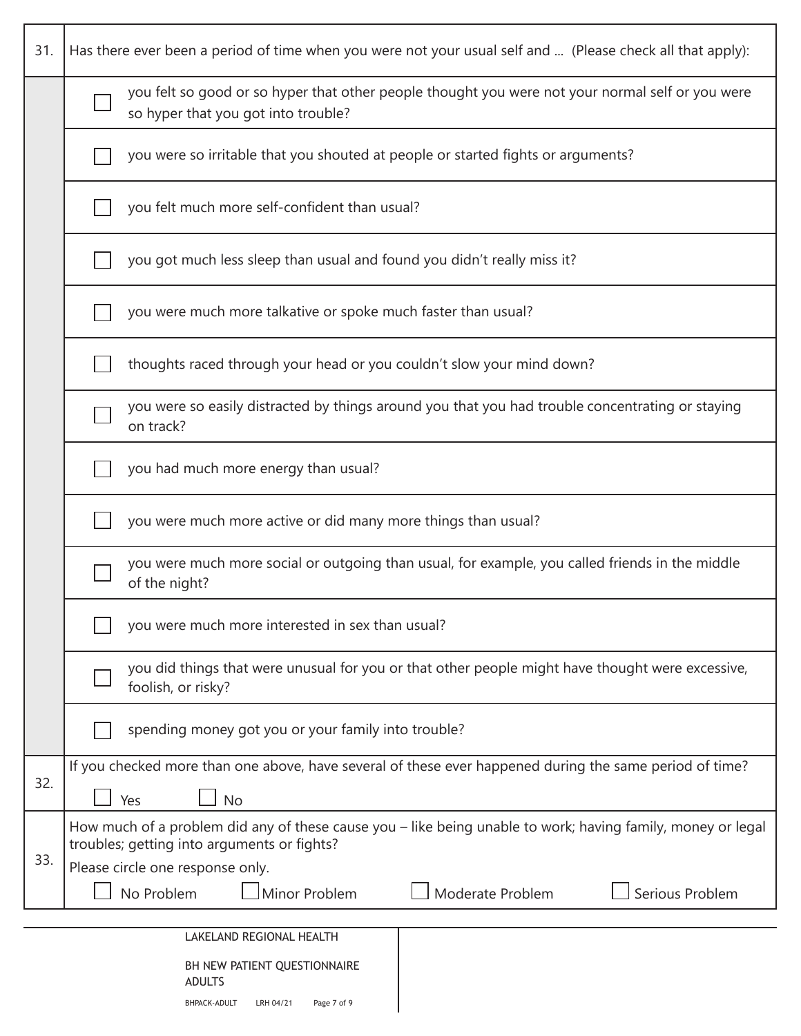| | |
|---|---|
| 31. | Has there ever been a period of time when you were not your usual self and ... (Please check all that apply): |
| | ☐ you felt so good or so hyper that other people thought you were not your normal self or you were so hyper that you got into trouble? |
| | ☐ you were so irritable that you shouted at people or started fights or arguments? |
| | ☐ you felt much more self-confident than usual? |
| | ☐ you got much less sleep than usual and found you didn't really miss it? |
| | ☐ you were much more talkative or spoke much faster than usual? |
| | ☐ thoughts raced through your head or you couldn't slow your mind down? |
| | ☐ you were so easily distracted by things around you that you had trouble concentrating or staying on track? |
| | ☐ you had much more energy than usual? |
| | ☐ you were much more active or did many more things than usual? |
| | ☐ you were much more social or outgoing than usual, for example, you called friends in the middle of the night? |
| | ☐ you were much more interested in sex than usual? |
| | ☐ you did things that were unusual for you or that other people might have thought were excessive, foolish, or risky? |
| | ☐ spending money got you or your family into trouble? |
| 32. | If you checked more than one above, have several of these ever happened during the same period of time?<br>☐ Yes ☐ No |
| 33. | How much of a problem did any of these cause you – like being unable to work; having family, money or legal troubles; getting into arguments or fights?<br>Please circle one response only.<br>☐ No Problem ☐ Minor Problem ☐ Moderate Problem ☐ Serious Problem |

LAKELAND REGIONAL HEALTH

BH NEW PATIENT QUESTIONNAIRE ADULTS

BHPACK-ADULT LRH 04/21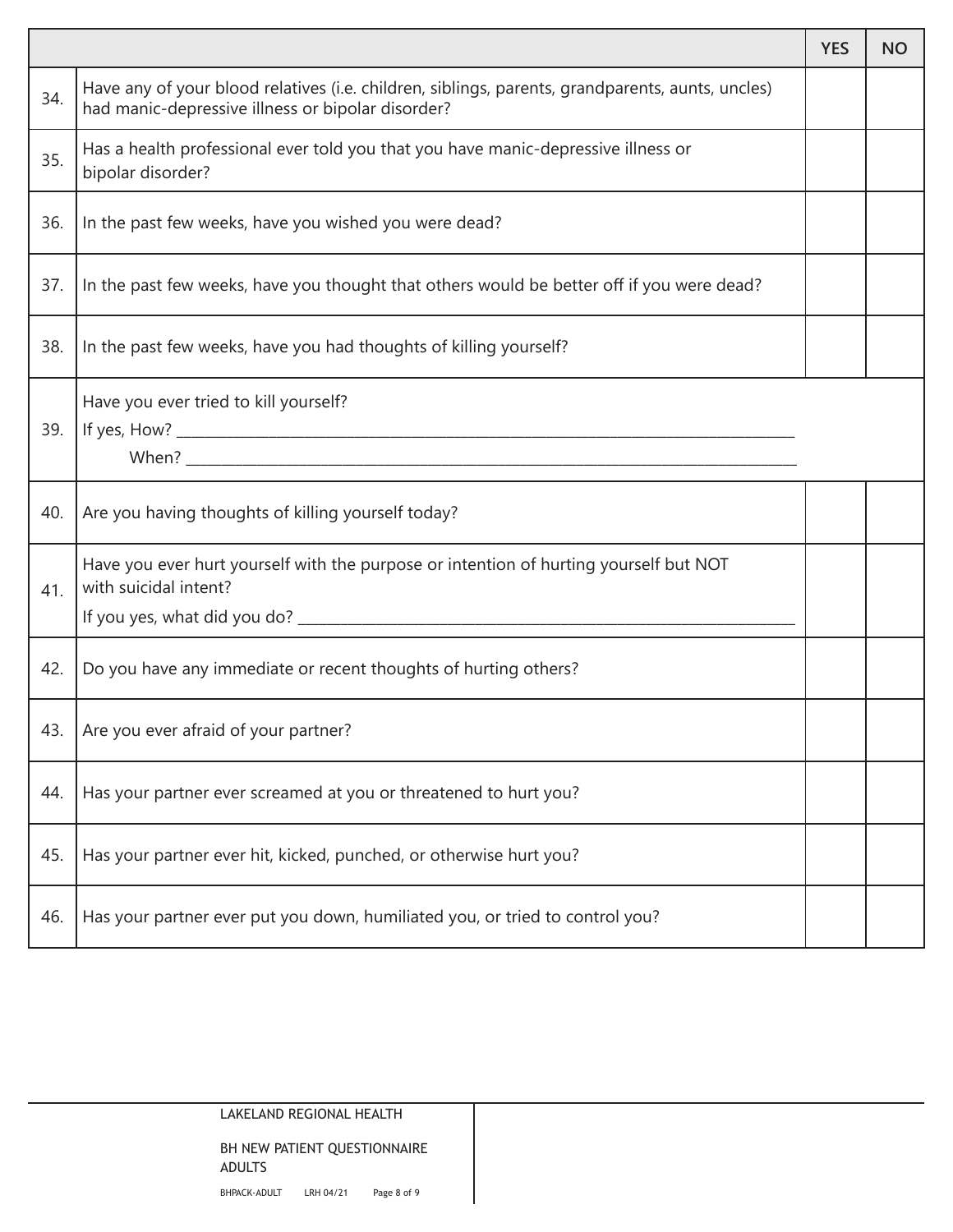| | | YES | NO |
|---|---|---|---|
| 34. | Have any of your blood relatives (i.e. children, siblings, parents, grandparents, aunts, uncles) had manic-depressive illness or bipolar disorder? | | |
| 35. | Has a health professional ever told you that you have manic-depressive illness or bipolar disorder? | | |
| 36. | In the past few weeks, have you wished you were dead? | | |
| 37. | In the past few weeks, have you thought that others would be better off if you were dead? | | |
| 38. | In the past few weeks, have you had thoughts of killing yourself? | | |
| 39. | Have you ever tried to kill yourself?<br>If yes, How? ______________________________<br>When? ______________________________ | | |
| 40. | Are you having thoughts of killing yourself today? | | |
| 41. | Have you ever hurt yourself with the purpose or intention of hurting yourself but NOT with suicidal intent?<br>If you yes, what did you do? ______________________________ | | |
| 42. | Do you have any immediate or recent thoughts of hurting others? | | |
| 43. | Are you ever afraid of your partner? | | |
| 44. | Has your partner ever screamed at you or threatened to hurt you? | | |
| 45. | Has your partner ever hit, kicked, punched, or otherwise hurt you? | | |
| 46. | Has your partner ever put you down, humiliated you, or tried to control you? | | |

LAKELAND REGIONAL HEALTH

BH NEW PATIENT QUESTIONNAIRE ADULTS

BHPACK-ADULT LRH 04/21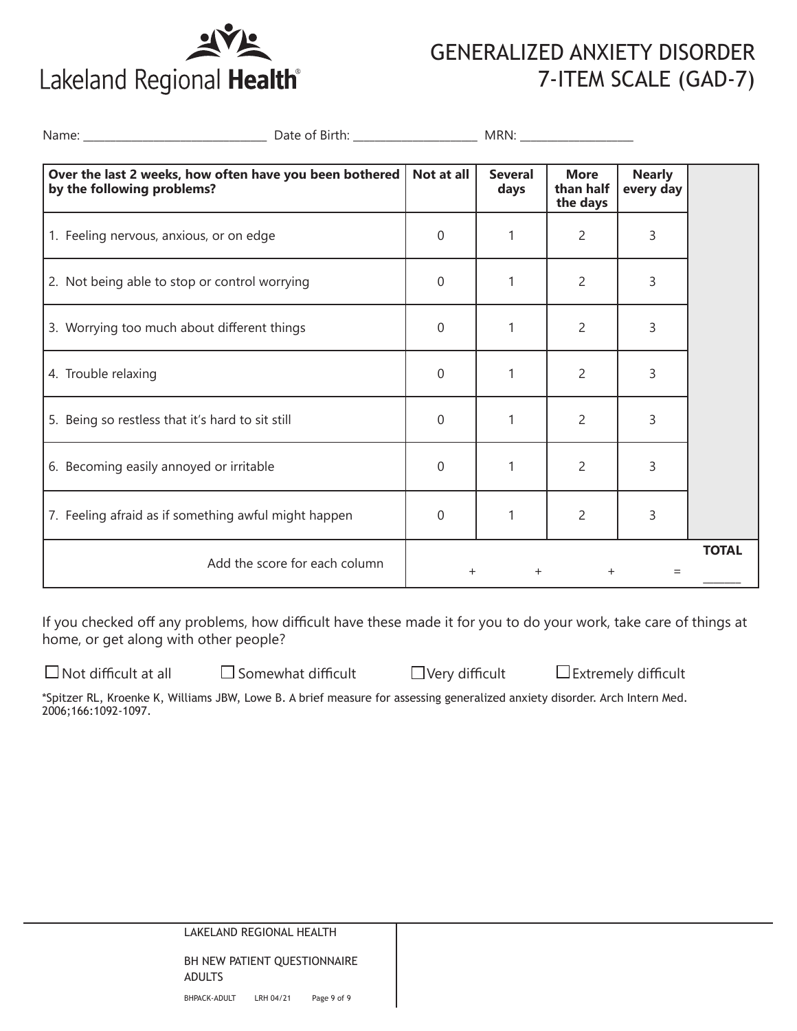Lakeland Regional **Health**®

# GENERALIZED ANXIETY DISORDER 7-ITEM SCALE (GAD-7)

Name: ______________________________ Date of Birth: ____________________ MRN: __________________

| **Over the last 2 weeks, how often have you been bothered by the following problems?** | **Not at all** | **Several days** | **More than half the days** | **Nearly every day** | |
|---|---|---|---|---|---|
| 1. Feeling nervous, anxious, or on edge | 0 | 1 | 2 | 3 | |
| 2. Not being able to stop or control worrying | 0 | 1 | 2 | 3 | |
| 3. Worrying too much about different things | 0 | 1 | 2 | 3 | |
| 4. Trouble relaxing | 0 | 1 | 2 | 3 | |
| 5. Being so restless that it's hard to sit still | 0 | 1 | 2 | 3 | |
| 6. Becoming easily annoyed or irritable | 0 | 1 | 2 | 3 | |
| 7. Feeling afraid as if something awful might happen | 0 | 1 | 2 | 3 | |
| Add the score for each column | + | + | + | = | **TOTAL** ______ |

If you checked off any problems, how difficult have these made it for you to do your work, take care of things at home, or get along with other people?

☐ Not difficult at all ☐ Somewhat difficult ☐ Very difficult ☐ Extremely difficult

*Spitzer RL, Kroenke K, Williams JBW, Lowe B. A brief measure for assessing generalized anxiety disorder. Arch Intern Med. 2006;166:1092-1097.

LAKELAND REGIONAL HEALTH

BH NEW PATIENT QUESTIONNAIRE ADULTS

BHPACK-ADULT LRH 04/21